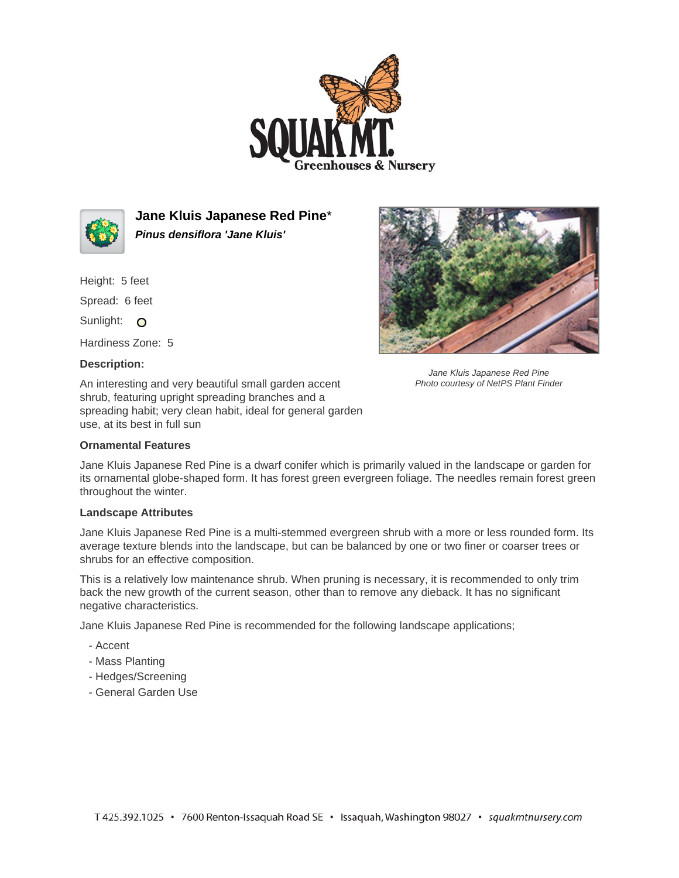# Jane Kluis Japanese Red Pine*

***Pinus densiflora 'Jane Kluis'***

Height: 5 feet

Spread: 6 feet

Sunlight: O

Hardiness Zone: 5

**Description:**

An interesting and very beautiful small garden accent shrub, featuring upright spreading branches and a spreading habit; very clean habit, ideal for general garden use, at its best in full sun

*Jane Kluis Japanese Red Pine*
*Photo courtesy of NetPS Plant Finder*

### Ornamental Features

Jane Kluis Japanese Red Pine is a dwarf conifer which is primarily valued in the landscape or garden for its ornamental globe-shaped form. It has forest green evergreen foliage. The needles remain forest green throughout the winter.

### Landscape Attributes

Jane Kluis Japanese Red Pine is a multi-stemmed evergreen shrub with a more or less rounded form. Its average texture blends into the landscape, but can be balanced by one or two finer or coarser trees or shrubs for an effective composition.

This is a relatively low maintenance shrub. When pruning is necessary, it is recommended to only trim back the new growth of the current season, other than to remove any dieback. It has no significant negative characteristics.

Jane Kluis Japanese Red Pine is recommended for the following landscape applications;

- Accent
- Mass Planting
- Hedges/Screening
- General Garden Use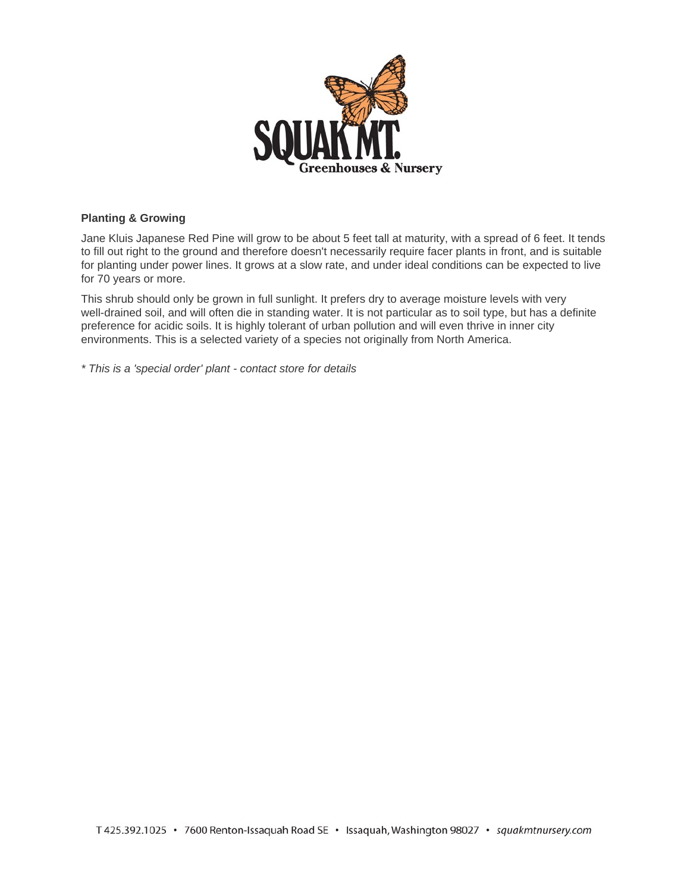## Planting & Growing

Jane Kluis Japanese Red Pine will grow to be about 5 feet tall at maturity, with a spread of 6 feet. It tends to fill out right to the ground and therefore doesn't necessarily require facer plants in front, and is suitable for planting under power lines. It grows at a slow rate, and under ideal conditions can be expected to live for 70 years or more.

This shrub should only be grown in full sunlight. It prefers dry to average moisture levels with very well-drained soil, and will often die in standing water. It is not particular as to soil type, but has a definite preference for acidic soils. It is highly tolerant of urban pollution and will even thrive in inner city environments. This is a selected variety of a species not originally from North America.

*\* This is a 'special order' plant - contact store for details*